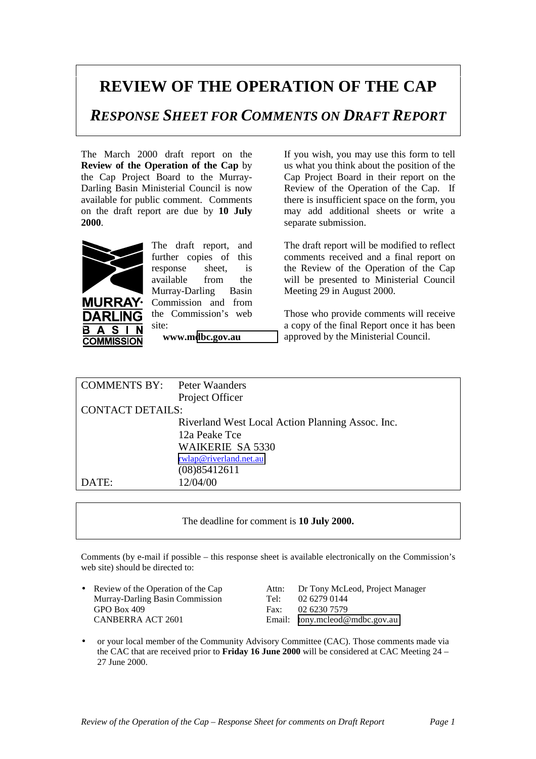# REVIEW OF THE OPERATION OF THE CAP

## *RESPONSE SHEET FOR COMMENTS ON DRAFT REPORT*

The March 2000 draft report on the **Review of the Operation of the Cap** by the Cap Project Board to the Murray-Darling Basin Ministerial Council is now available for public comment. Comments on the draft report are due by **10 July 2000**.

The draft report, and further copies of this response sheet, is available from the Murray-Darling Basin Commission and from the Commission's web site:

**www.mdbc.gov.au**

If you wish, you may use this form to tell us what you think about the position of the Cap Project Board in their report on the Review of the Operation of the Cap. If there is insufficient space on the form, you may add additional sheets or write a separate submission.

The draft report will be modified to reflect comments received and a final report on the Review of the Operation of the Cap will be presented to Ministerial Council Meeting 29 in August 2000.

Those who provide comments will receive a copy of the final Report once it has been approved by the Ministerial Council.

| | |
|---|---|
| COMMENTS BY: | Peter Waanders<br>Project Officer |
| CONTACT DETAILS: | |
| | Riverland West Local Action Planning Assoc. Inc.<br>12a Peake Tce<br>WAIKERIE SA 5330<br>rwlap@riverland.net.au<br>(08)85412611 |
| DATE: | 12/04/00 |

The deadline for comment is **10 July 2000.**

Comments (by e-mail if possible – this response sheet is available electronically on the Commission's web site) should be directed to:

- Review of the Operation of the Cap
  Murray-Darling Basin Commission
  GPO Box 409
  CANBERRA ACT 2601

  Attn: Dr Tony McLeod, Project Manager
  Tel: 02 6279 0144
  Fax: 02 6230 7579
  Email: tony.mcleod@mdbc.gov.au

- or your local member of the Community Advisory Committee (CAC). Those comments made via the CAC that are received prior to **Friday 16 June 2000** will be considered at CAC Meeting 24 – 27 June 2000.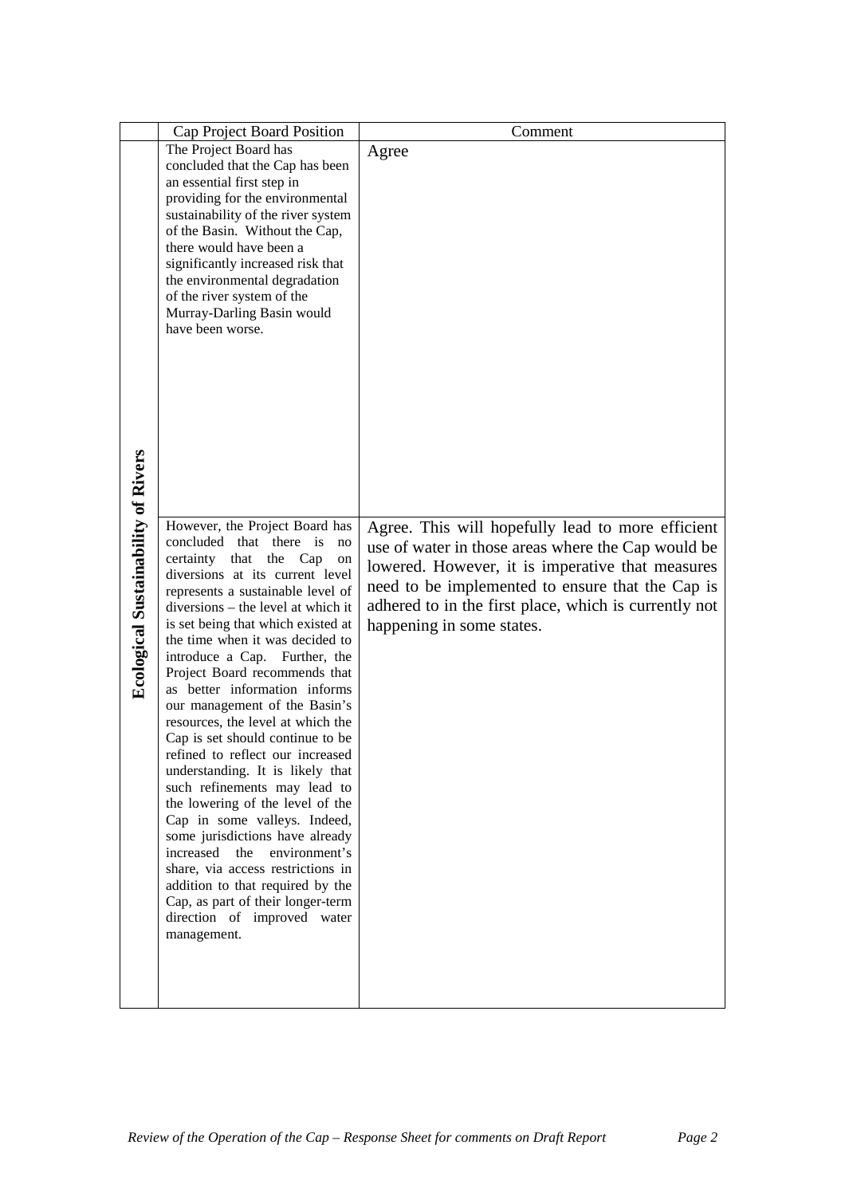| | Cap Project Board Position | Comment |
|---|---|---|
| **Ecological Sustainability of Rivers** | The Project Board has concluded that the Cap has been an essential first step in providing for the environmental sustainability of the river system of the Basin. Without the Cap, there would have been a significantly increased risk that the environmental degradation of the river system of the Murray-Darling Basin would have been worse. | Agree |
| | However, the Project Board has concluded that there is no certainty that the Cap on diversions at its current level represents a sustainable level of diversions – the level at which it is set being that which existed at the time when it was decided to introduce a Cap. Further, the Project Board recommends that as better information informs our management of the Basin's resources, the level at which the Cap is set should continue to be refined to reflect our increased understanding. It is likely that such refinements may lead to the lowering of the level of the Cap in some valleys. Indeed, some jurisdictions have already increased the environment's share, via access restrictions in addition to that required by the Cap, as part of their longer-term direction of improved water management. | Agree. This will hopefully lead to more efficient use of water in those areas where the Cap would be lowered. However, it is imperative that measures need to be implemented to ensure that the Cap is adhered to in the first place, which is currently not happening in some states. |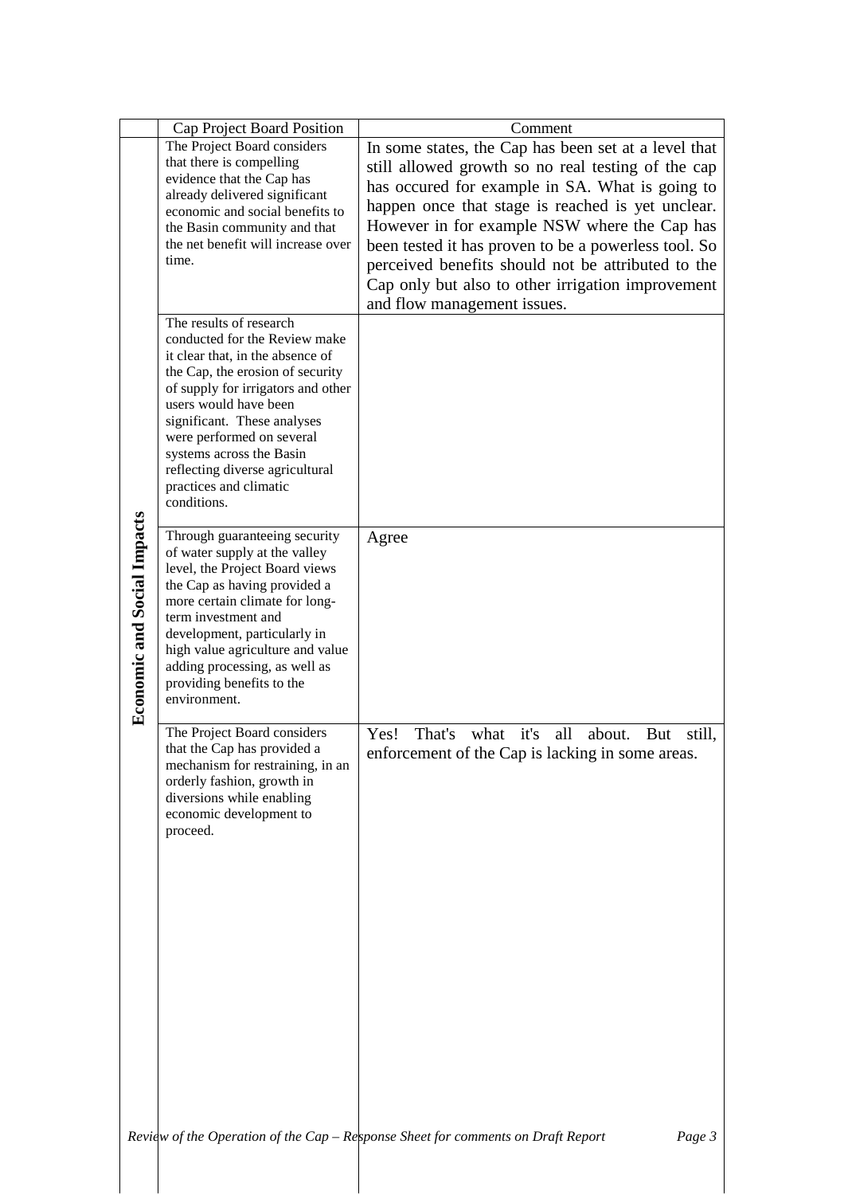|  | Cap Project Board Position | Comment |
|---|---|---|
| **Economic and Social Impacts** | The Project Board considers that there is compelling evidence that the Cap has already delivered significant economic and social benefits to the Basin community and that the net benefit will increase over time. | In some states, the Cap has been set at a level that still allowed growth so no real testing of the cap has occured for example in SA. What is going to happen once that stage is reached is yet unclear. However in for example NSW where the Cap has been tested it has proven to be a powerless tool. So perceived benefits should not be attributed to the Cap only but also to other irrigation improvement and flow management issues. |
|  | The results of research conducted for the Review make it clear that, in the absence of the Cap, the erosion of security of supply for irrigators and other users would have been significant. These analyses were performed on several systems across the Basin reflecting diverse agricultural practices and climatic conditions. |  |
|  | Through guaranteeing security of water supply at the valley level, the Project Board views the Cap as having provided a more certain climate for long-term investment and development, particularly in high value agriculture and value adding processing, as well as providing benefits to the environment. | Agree |
|  | The Project Board considers that the Cap has provided a mechanism for restraining, in an orderly fashion, growth in diversions while enabling economic development to proceed. | Yes! That's what it's all about. But still, enforcement of the Cap is lacking in some areas. |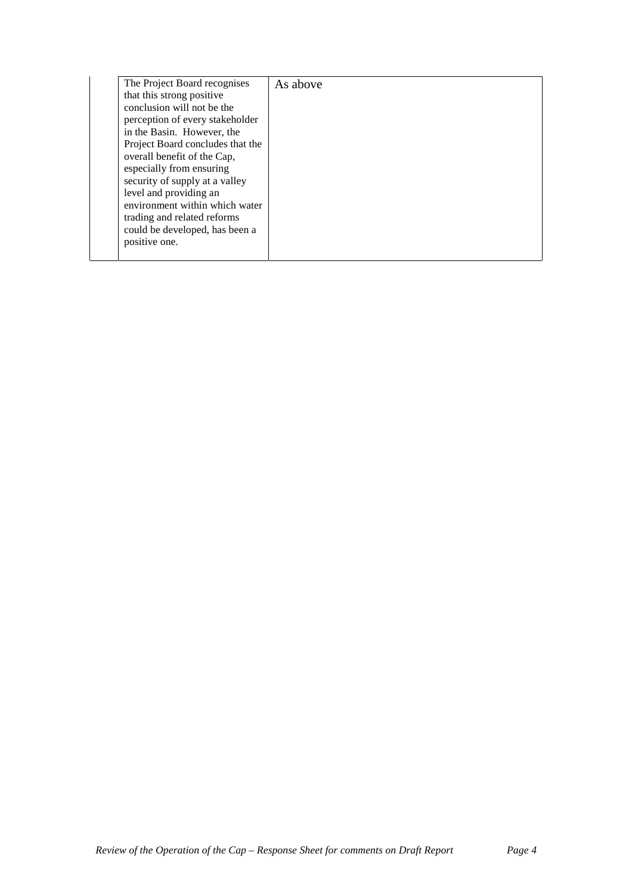| | | |
|---|---|---|
| | The Project Board recognises that this strong positive conclusion will not be the perception of every stakeholder in the Basin. However, the Project Board concludes that the overall benefit of the Cap, especially from ensuring security of supply at a valley level and providing an environment within which water trading and related reforms could be developed, has been a positive one. | As above |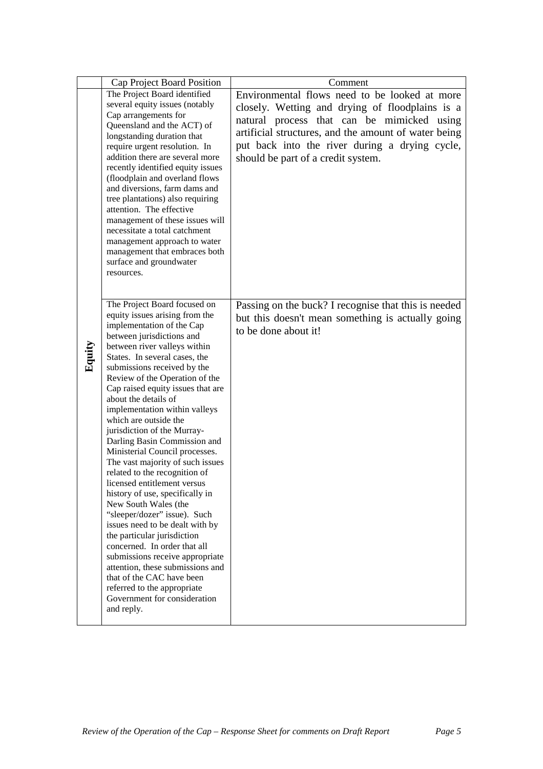| | Cap Project Board Position | Comment |
|---|---|---|
| **Equity** | The Project Board identified several equity issues (notably Cap arrangements for Queensland and the ACT) of longstanding duration that require urgent resolution. In addition there are several more recently identified equity issues (floodplain and overland flows and diversions, farm dams and tree plantations) also requiring attention. The effective management of these issues will necessitate a total catchment management approach to water management that embraces both surface and groundwater resources. | Environmental flows need to be looked at more closely. Wetting and drying of floodplains is a natural process that can be mimicked using artificial structures, and the amount of water being put back into the river during a drying cycle, should be part of a credit system. |
| | The Project Board focused on equity issues arising from the implementation of the Cap between jurisdictions and between river valleys within States. In several cases, the submissions received by the Review of the Operation of the Cap raised equity issues that are about the details of implementation within valleys which are outside the jurisdiction of the Murray-Darling Basin Commission and Ministerial Council processes. The vast majority of such issues related to the recognition of licensed entitlement versus history of use, specifically in New South Wales (the "sleeper/dozer" issue). Such issues need to be dealt with by the particular jurisdiction concerned. In order that all submissions receive appropriate attention, these submissions and that of the CAC have been referred to the appropriate Government for consideration and reply. | Passing on the buck? I recognise that this is needed but this doesn't mean something is actually going to be done about it! |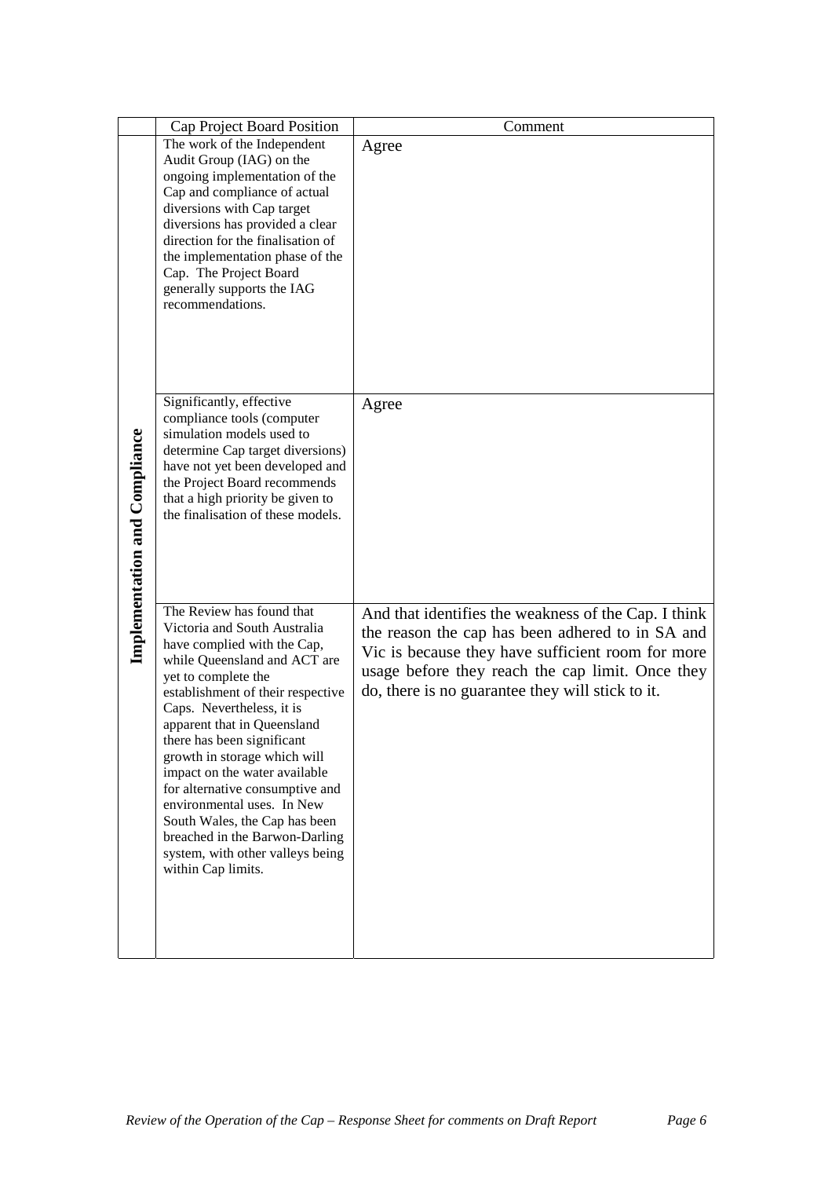|  | Cap Project Board Position | Comment |
|---|---|---|
| **Implementation and Compliance** | The work of the Independent Audit Group (IAG) on the ongoing implementation of the Cap and compliance of actual diversions with Cap target diversions has provided a clear direction for the finalisation of the implementation phase of the Cap. The Project Board generally supports the IAG recommendations. | Agree |
|  | Significantly, effective compliance tools (computer simulation models used to determine Cap target diversions) have not yet been developed and the Project Board recommends that a high priority be given to the finalisation of these models. | Agree |
|  | The Review has found that Victoria and South Australia have complied with the Cap, while Queensland and ACT are yet to complete the establishment of their respective Caps. Nevertheless, it is apparent that in Queensland there has been significant growth in storage which will impact on the water available for alternative consumptive and environmental uses. In New South Wales, the Cap has been breached in the Barwon-Darling system, with other valleys being within Cap limits. | And that identifies the weakness of the Cap. I think the reason the cap has been adhered to in SA and Vic is because they have sufficient room for more usage before they reach the cap limit. Once they do, there is no guarantee they will stick to it. |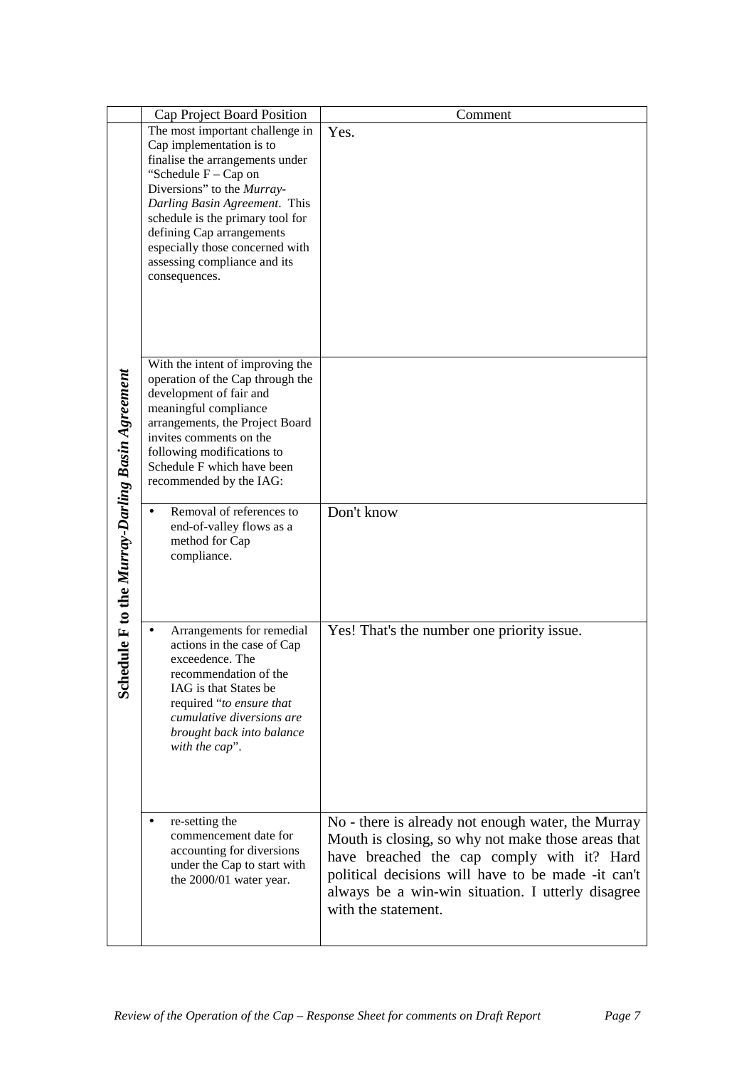|  | Cap Project Board Position | Comment |
|---|---|---|
| ***Schedule F to the Murray-Darling Basin Agreement*** | The most important challenge in Cap implementation is to finalise the arrangements under "Schedule F – Cap on Diversions" to the *Murray-Darling Basin Agreement*. This schedule is the primary tool for defining Cap arrangements especially those concerned with assessing compliance and its consequences. | Yes. |
|  | With the intent of improving the operation of the Cap through the development of fair and meaningful compliance arrangements, the Project Board invites comments on the following modifications to Schedule F which have been recommended by the IAG: |  |
|  | • Removal of references to end-of-valley flows as a method for Cap compliance. | Don't know |
|  | • Arrangements for remedial actions in the case of Cap exceedence. The recommendation of the IAG is that States be required "*to ensure that cumulative diversions are brought back into balance with the cap*". | Yes! That's the number one priority issue. |
|  | • re-setting the commencement date for accounting for diversions under the Cap to start with the 2000/01 water year. | No - there is already not enough water, the Murray Mouth is closing, so why not make those areas that have breached the cap comply with it? Hard political decisions will have to be made -it can't always be a win-win situation. I utterly disagree with the statement. |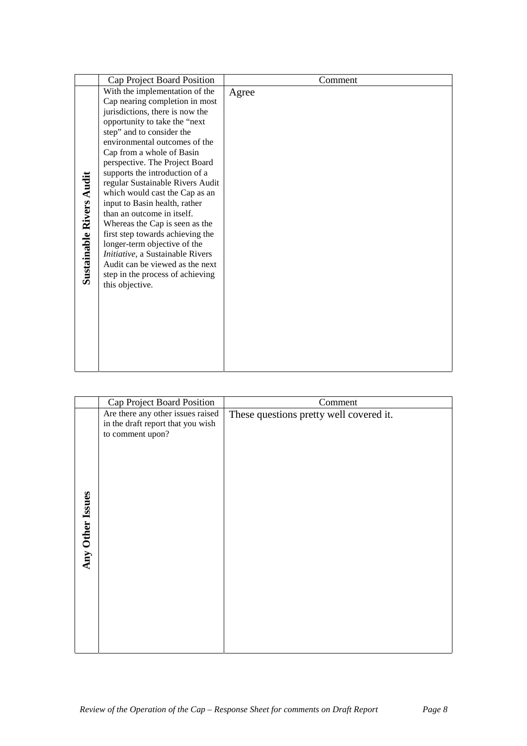| | Cap Project Board Position | Comment |
|---|---|---|
| **Sustainable Rivers Audit** | With the implementation of the Cap nearing completion in most jurisdictions, there is now the opportunity to take the "next step" and to consider the environmental outcomes of the Cap from a whole of Basin perspective. The Project Board supports the introduction of a regular Sustainable Rivers Audit which would cast the Cap as an input to Basin health, rather than an outcome in itself. Whereas the Cap is seen as the first step towards achieving the longer-term objective of the *Initiative*, a Sustainable Rivers Audit can be viewed as the next step in the process of achieving this objective. | Agree |

| | Cap Project Board Position | Comment |
|---|---|---|
| **Any Other Issues** | Are there any other issues raised in the draft report that you wish to comment upon? | These questions pretty well covered it. |